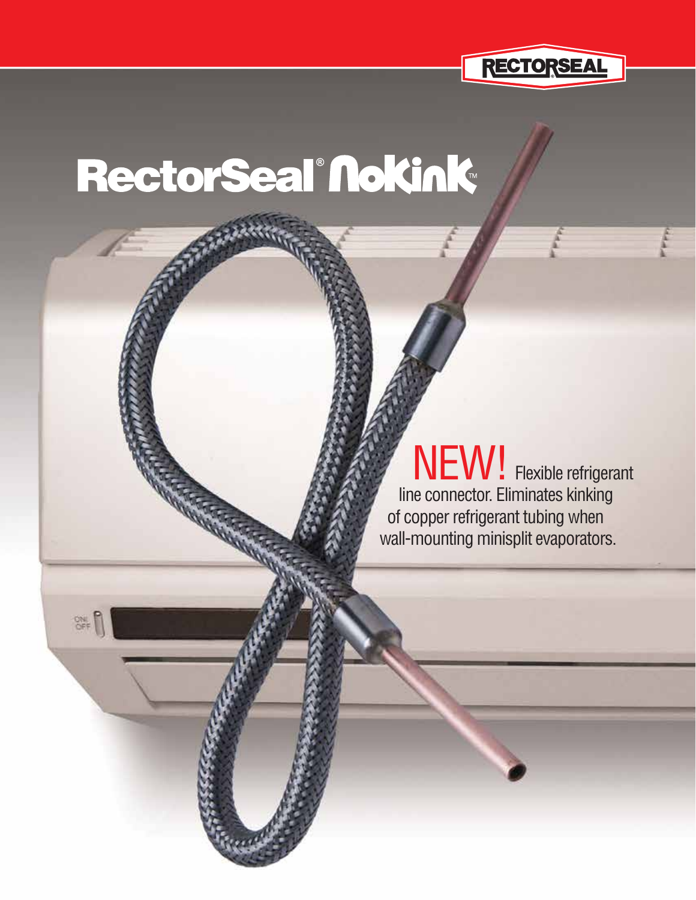# RectorSeal® NoKink™

**NEW!** Flexible refrigerant line connector. Eliminates kinking of copper refrigerant tubing when wall-mounting minisplit evaporators.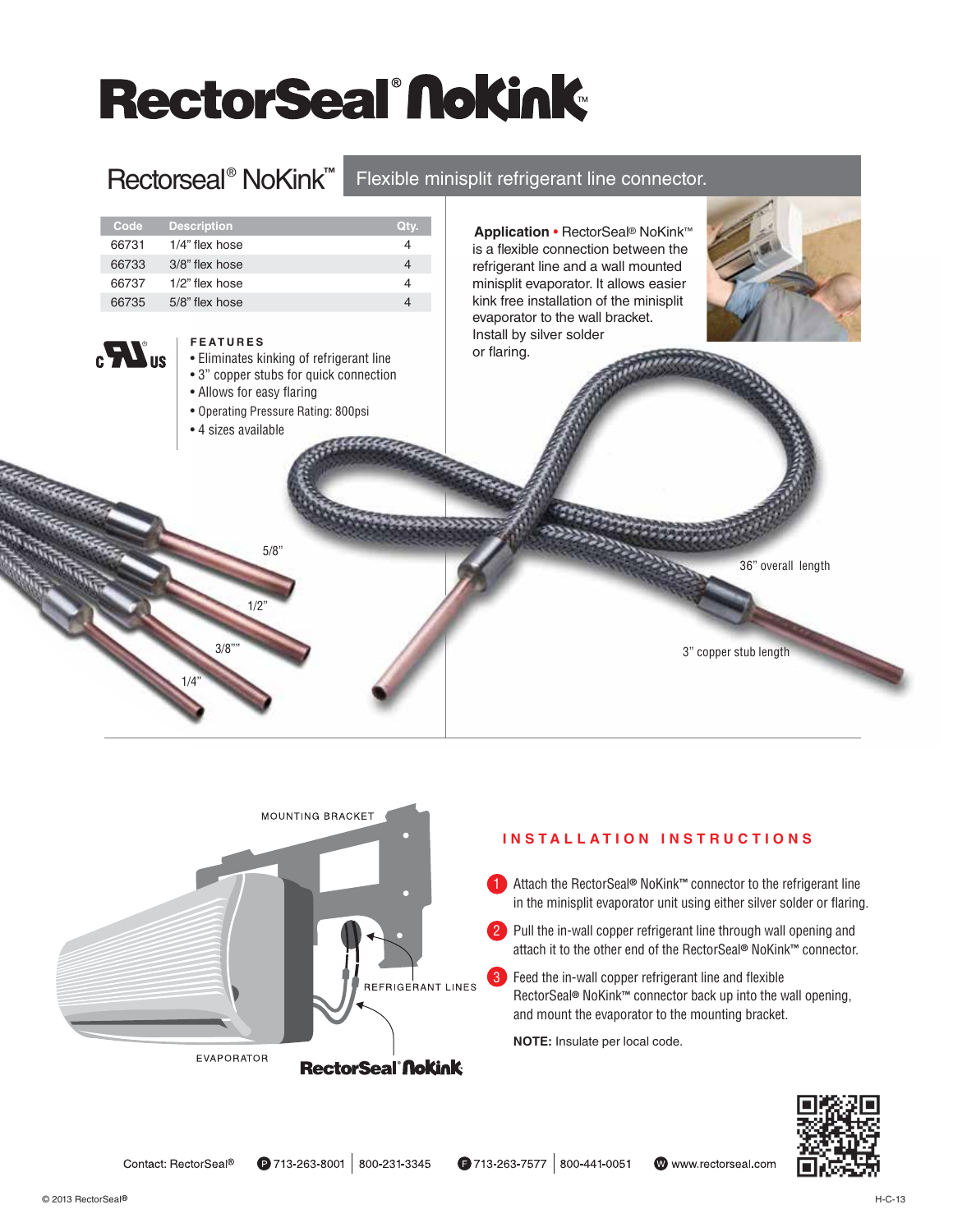# RectorSeal® NoKink™

## Rectorseal® NoKink™ — Flexible minisplit refrigerant line connector.

| Code | Description | Qty. |
|---|---|---|
| 66731 | 1/4" flex hose | 4 |
| 66733 | 3/8" flex hose | 4 |
| 66737 | 1/2" flex hose | 4 |
| 66735 | 5/8" flex hose | 4 |

**Application** • RectorSeal® NoKink™ is a flexible connection between the refrigerant line and a wall mounted minisplit evaporator. It allows easier kink free installation of the minisplit evaporator to the wall bracket. Install by silver solder or flaring.

### FEATURES

- Eliminates kinking of refrigerant line
- 3" copper stubs for quick connection
- Allows for easy flaring
- Operating Pressure Rating: 800psi
- 4 sizes available

5/8"

1/2"

3/8""

1/4"

36" overall length

3" copper stub length

MOUNTING BRACKET

REFRIGERANT LINES

EVAPORATOR

RectorSeal® NoKink

### INSTALLATION INSTRUCTIONS

1. Attach the RectorSeal® NoKink™ connector to the refrigerant line in the minisplit evaporator unit using either silver solder or flaring.
2. Pull the in-wall copper refrigerant line through wall opening and attach it to the other end of the RectorSeal® NoKink™ connector.
3. Feed the in-wall copper refrigerant line and flexible RectorSeal® NoKink™ connector back up into the wall opening, and mount the evaporator to the mounting bracket.

**NOTE:** Insulate per local code.

Contact: RectorSeal® P 713-263-8001 | 800-231-3345 F 713-263-7577 | 800-441-0051 W www.rectorseal.com

© 2013 RectorSeal®

H-C-13